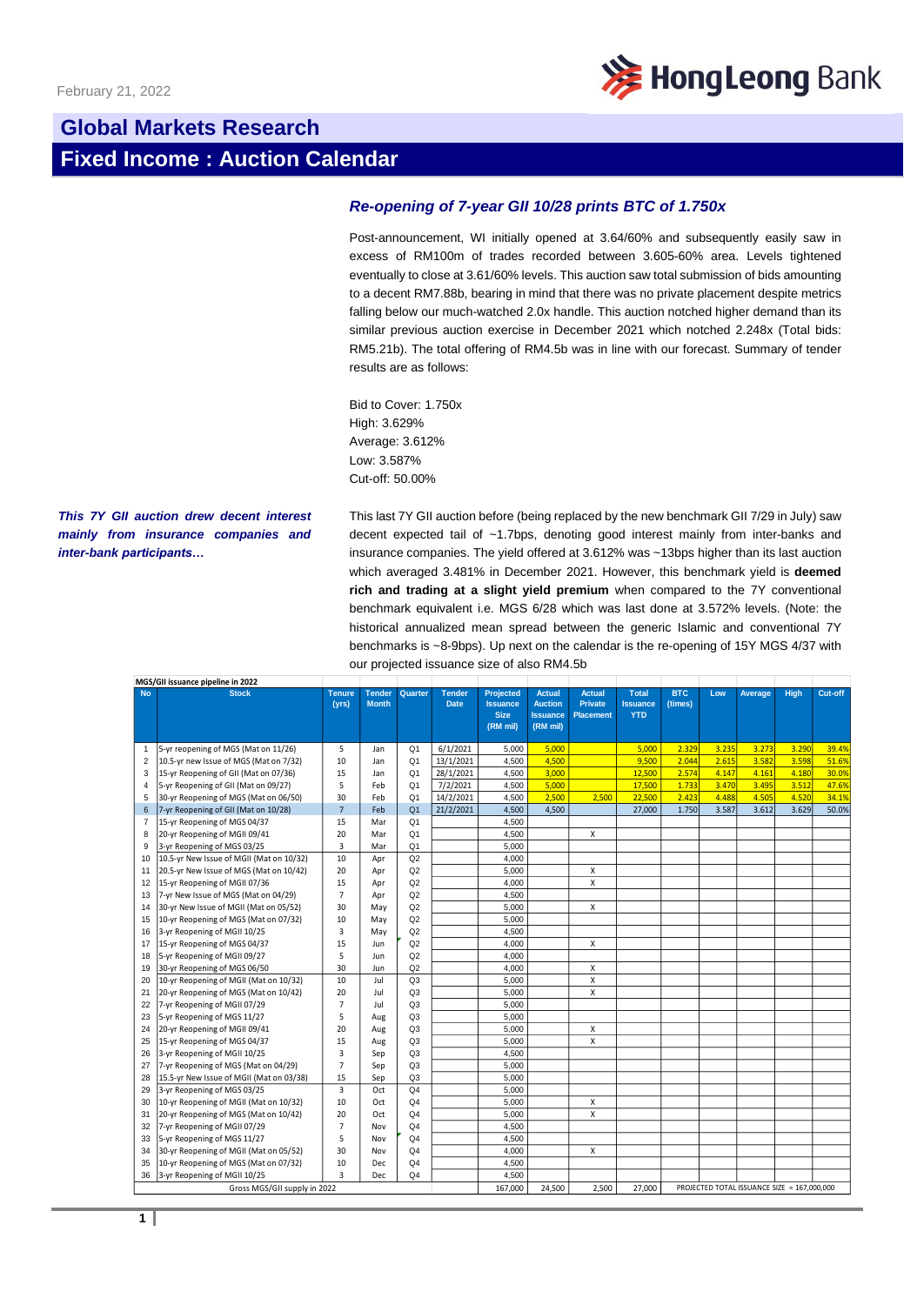February 21, 2022

Hong Leong Bank

# Global Markets Research

## Fixed Income : Auction Calendar

### *Re-opening of 7-year GII 10/28 prints BTC of 1.750x*

Post-announcement, WI initially opened at 3.64/60% and subsequently easily saw in excess of RM100m of trades recorded between 3.605-60% area. Levels tightened eventually to close at 3.61/60% levels. This auction saw total submission of bids amounting to a decent RM7.88b, bearing in mind that there was no private placement despite metrics falling below our much-watched 2.0x handle. This auction notched higher demand than its similar previous auction exercise in December 2021 which notched 2.248x (Total bids: RM5.21b). The total offering of RM4.5b was in line with our forecast. Summary of tender results are as follows:

Bid to Cover: 1.750x
High: 3.629%
Average: 3.612%
Low: 3.587%
Cut-off: 50.00%

***This 7Y GII auction drew decent interest mainly from insurance companies and inter-bank participants…***

This last 7Y GII auction before (being replaced by the new benchmark GII 7/29 in July) saw decent expected tail of ~1.7bps, denoting good interest mainly from inter-banks and insurance companies. The yield offered at 3.612% was ~13bps higher than its last auction which averaged 3.481% in December 2021. However, this benchmark yield is **deemed rich and trading at a slight yield premium** when compared to the 7Y conventional benchmark equivalent i.e. MGS 6/28 which was last done at 3.572% levels. (Note: the historical annualized mean spread between the generic Islamic and conventional 7Y benchmarks is ~8-9bps). Up next on the calendar is the re-opening of 15Y MGS 4/37 with our projected issuance size of also RM4.5b

**MGS/GII issuance pipeline in 2022**

| No | Stock | Tenure (yrs) | Tender Month | Quarter | Tender Date | Projected Issuance Size (RM mil) | Actual Auction Issuance (RM mil) | Actual Private Placement | Total Issuance YTD | BTC (times) | Low | Average | High | Cut-off |
|---|---|---|---|---|---|---|---|---|---|---|---|---|---|---|
| 1 | 5-yr reopening of MGS (Mat on 11/26) | 5 | Jan | Q1 | 6/1/2021 | 5,000 | 5,000 | | 5,000 | 2.329 | 3.235 | 3.273 | 3.290 | 39.4% |
| 2 | 10.5-yr new Issue of MGS (Mat on 7/32) | 10 | Jan | Q1 | 13/1/2021 | 4,500 | 4,500 | | 9,500 | 2.044 | 2.615 | 3.582 | 3.598 | 51.6% |
| 3 | 15-yr Reopening of GII (Mat on 07/36) | 15 | Jan | Q1 | 28/1/2021 | 4,500 | 3,000 | | 12,500 | 2.574 | 4.147 | 4.161 | 4.180 | 30.0% |
| 4 | 5-yr Reopening of GII (Mat on 09/27) | 5 | Feb | Q1 | 7/2/2021 | 4,500 | 5,000 | | 17,500 | 1.733 | 3.470 | 3.495 | 3.512 | 47.6% |
| 5 | 30-yr Reopening of MGS (Mat on 06/50) | 30 | Feb | Q1 | 14/2/2021 | 4,500 | 2,500 | 2,500 | 22,500 | 2.423 | 4.488 | 4.505 | 4.520 | 34.1% |
| 6 | 7-yr Reopening of GII (Mat on 10/28) | 7 | Feb | Q1 | 21/2/2021 | 4,500 | 4,500 | | 27,000 | 1.750 | 3.587 | 3.612 | 3.629 | 50.0% |
| 7 | 15-yr Reopening of MGS 04/37 | 15 | Mar | Q1 | | 4,500 | | | | | | | | |
| 8 | 20-yr Reopening of MGII 09/41 | 20 | Mar | Q1 | | 4,500 | | X | | | | | | |
| 9 | 3-yr Reopening of MGS 03/25 | 3 | Mar | Q1 | | 5,000 | | | | | | | | |
| 10 | 10.5-yr New Issue of MGII (Mat on 10/32) | 10 | Apr | Q2 | | 4,000 | | | | | | | | |
| 11 | 20.5-yr New Issue of MGS (Mat on 10/42) | 20 | Apr | Q2 | | 5,000 | | X | | | | | | |
| 12 | 15-yr Reopening of MGII 07/36 | 15 | Apr | Q2 | | 4,000 | | X | | | | | | |
| 13 | 7-yr New Issue of MGS (Mat on 04/29) | 7 | Apr | Q2 | | 4,500 | | | | | | | | |
| 14 | 30-yr New Issue of MGII (Mat on 05/52) | 30 | May | Q2 | | 5,000 | | X | | | | | | |
| 15 | 10-yr Reopening of MGS (Mat on 07/32) | 10 | May | Q2 | | 5,000 | | | | | | | | |
| 16 | 3-yr Reopening of MGII 10/25 | 3 | May | Q2 | | 4,500 | | | | | | | | |
| 17 | 15-yr Reopening of MGS 04/37 | 15 | Jun | Q2 | | 4,000 | | X | | | | | | |
| 18 | 5-yr Reopening of MGII 09/27 | 5 | Jun | Q2 | | 4,000 | | | | | | | | |
| 19 | 30-yr Reopening of MGS 06/50 | 30 | Jun | Q2 | | 4,000 | | X | | | | | | |
| 20 | 10-yr Reopening of MGII (Mat on 10/32) | 10 | Jul | Q3 | | 5,000 | | X | | | | | | |
| 21 | 20-yr Reopening of MGS (Mat on 10/42) | 20 | Jul | Q3 | | 5,000 | | X | | | | | | |
| 22 | 7-yr Reopening of MGII 07/29 | 7 | Jul | Q3 | | 5,000 | | | | | | | | |
| 23 | 5-yr Reopening of MGS 11/27 | 5 | Aug | Q3 | | 5,000 | | | | | | | | |
| 24 | 20-yr Reopening of MGII 09/41 | 20 | Aug | Q3 | | 5,000 | | X | | | | | | |
| 25 | 15-yr Reopening of MGS 04/37 | 15 | Aug | Q3 | | 5,000 | | X | | | | | | |
| 26 | 3-yr Reopening of MGII 10/25 | 3 | Sep | Q3 | | 4,500 | | | | | | | | |
| 27 | 7-yr Reopening of MGS (Mat on 04/29) | 7 | Sep | Q3 | | 5,000 | | | | | | | | |
| 28 | 15.5-yr New Issue of MGII (Mat on 03/38) | 15 | Sep | Q3 | | 5,000 | | | | | | | | |
| 29 | 3-yr Reopening of MGS 03/25 | 3 | Oct | Q4 | | 5,000 | | | | | | | | |
| 30 | 10-yr Reopening of MGII (Mat on 10/32) | 10 | Oct | Q4 | | 5,000 | | X | | | | | | |
| 31 | 20-yr Reopening of MGS (Mat on 10/42) | 20 | Oct | Q4 | | 5,000 | | X | | | | | | |
| 32 | 7-yr Reopening of MGII 07/29 | 7 | Nov | Q4 | | 4,500 | | | | | | | | |
| 33 | 5-yr Reopening of MGS 11/27 | 5 | Nov | Q4 | | 4,500 | | | | | | | | |
| 34 | 30-yr Reopening of MGII (Mat on 05/52) | 30 | Nov | Q4 | | 4,000 | | X | | | | | | |
| 35 | 10-yr Reopening of MGS (Mat on 07/32) | 10 | Dec | Q4 | | 4,500 | | | | | | | | |
| 36 | 3-yr Reopening of MGII 10/25 | 3 | Dec | Q4 | | 4,500 | | | | | | | | |
| | Gross MGS/GII supply in 2022 | | | | | 167,000 | 24,500 | 2,500 | 27,000 | PROJECTED TOTAL ISSUANCE SIZE = 167,000,000 | | | | |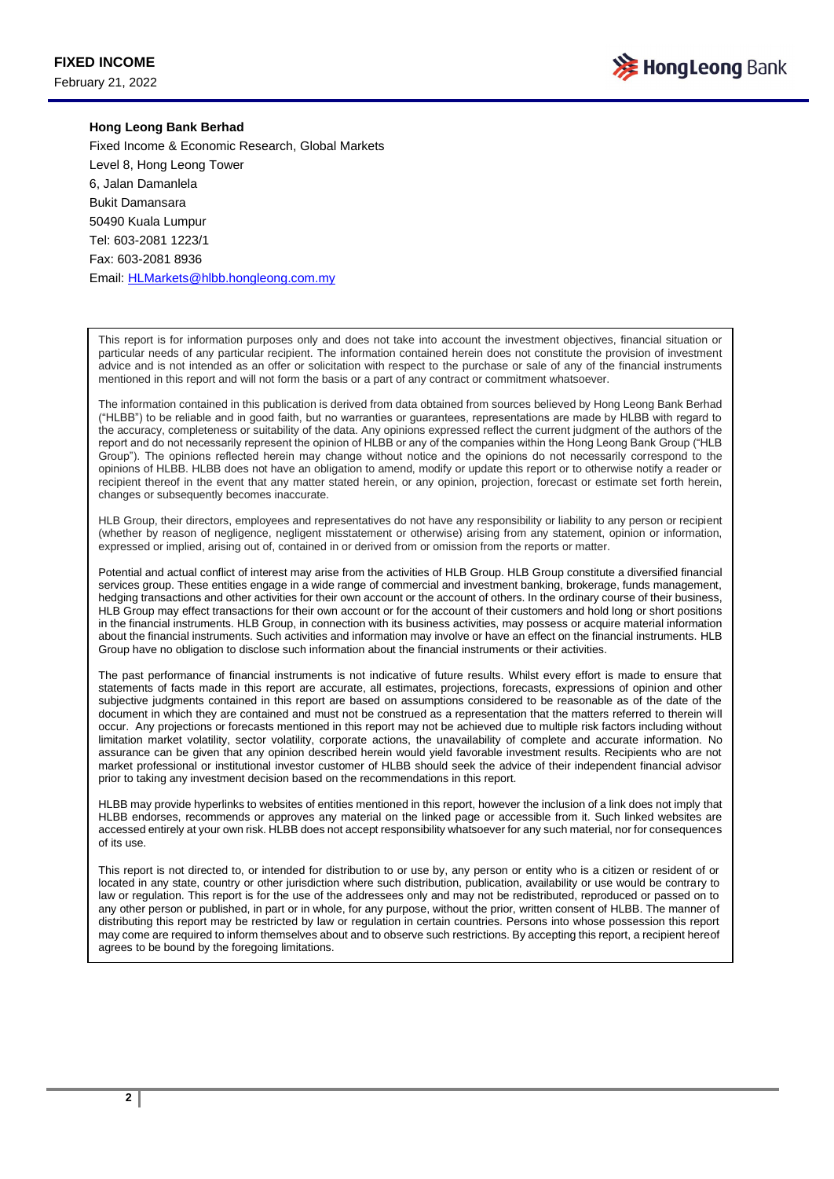**Hong Leong Bank Berhad**

Fixed Income & Economic Research, Global Markets

Level 8, Hong Leong Tower

6, Jalan Damanlela

Bukit Damansara

50490 Kuala Lumpur

Tel: 603-2081 1223/1

Fax: 603-2081 8936

Email: HLMarkets@hlbb.hongleong.com.my

This report is for information purposes only and does not take into account the investment objectives, financial situation or particular needs of any particular recipient. The information contained herein does not constitute the provision of investment advice and is not intended as an offer or solicitation with respect to the purchase or sale of any of the financial instruments mentioned in this report and will not form the basis or a part of any contract or commitment whatsoever.

The information contained in this publication is derived from data obtained from sources believed by Hong Leong Bank Berhad ("HLBB") to be reliable and in good faith, but no warranties or guarantees, representations are made by HLBB with regard to the accuracy, completeness or suitability of the data. Any opinions expressed reflect the current judgment of the authors of the report and do not necessarily represent the opinion of HLBB or any of the companies within the Hong Leong Bank Group ("HLB Group"). The opinions reflected herein may change without notice and the opinions do not necessarily correspond to the opinions of HLBB. HLBB does not have an obligation to amend, modify or update this report or to otherwise notify a reader or recipient thereof in the event that any matter stated herein, or any opinion, projection, forecast or estimate set forth herein, changes or subsequently becomes inaccurate.

HLB Group, their directors, employees and representatives do not have any responsibility or liability to any person or recipient (whether by reason of negligence, negligent misstatement or otherwise) arising from any statement, opinion or information, expressed or implied, arising out of, contained in or derived from or omission from the reports or matter.

Potential and actual conflict of interest may arise from the activities of HLB Group. HLB Group constitute a diversified financial services group. These entities engage in a wide range of commercial and investment banking, brokerage, funds management, hedging transactions and other activities for their own account or the account of others. In the ordinary course of their business, HLB Group may effect transactions for their own account or for the account of their customers and hold long or short positions in the financial instruments. HLB Group, in connection with its business activities, may possess or acquire material information about the financial instruments. Such activities and information may involve or have an effect on the financial instruments. HLB Group have no obligation to disclose such information about the financial instruments or their activities.

The past performance of financial instruments is not indicative of future results. Whilst every effort is made to ensure that statements of facts made in this report are accurate, all estimates, projections, forecasts, expressions of opinion and other subjective judgments contained in this report are based on assumptions considered to be reasonable as of the date of the document in which they are contained and must not be construed as a representation that the matters referred to therein will occur. Any projections or forecasts mentioned in this report may not be achieved due to multiple risk factors including without limitation market volatility, sector volatility, corporate actions, the unavailability of complete and accurate information. No assurance can be given that any opinion described herein would yield favorable investment results. Recipients who are not market professional or institutional investor customer of HLBB should seek the advice of their independent financial advisor prior to taking any investment decision based on the recommendations in this report.

HLBB may provide hyperlinks to websites of entities mentioned in this report, however the inclusion of a link does not imply that HLBB endorses, recommends or approves any material on the linked page or accessible from it. Such linked websites are accessed entirely at your own risk. HLBB does not accept responsibility whatsoever for any such material, nor for consequences of its use.

This report is not directed to, or intended for distribution to or use by, any person or entity who is a citizen or resident of or located in any state, country or other jurisdiction where such distribution, publication, availability or use would be contrary to law or regulation. This report is for the use of the addressees only and may not be redistributed, reproduced or passed on to any other person or published, in part or in whole, for any purpose, without the prior, written consent of HLBB. The manner of distributing this report may be restricted by law or regulation in certain countries. Persons into whose possession this report may come are required to inform themselves about and to observe such restrictions. By accepting this report, a recipient hereof agrees to be bound by the foregoing limitations.